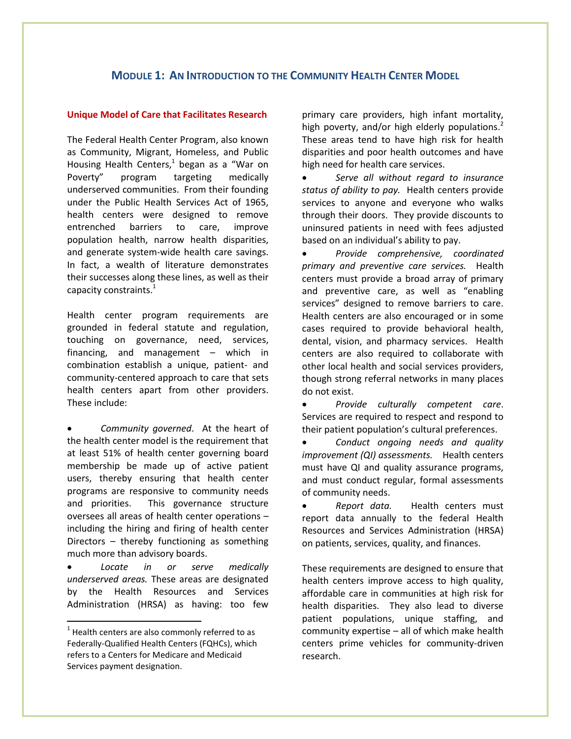# Module 1: An Introduction to the Community Health Center Model

## Unique Model of Care that Facilitates Research

The Federal Health Center Program, also known as Community, Migrant, Homeless, and Public Housing Health Centers,[1] began as a "War on Poverty" program targeting medically underserved communities. From their founding under the Public Health Services Act of 1965, health centers were designed to remove entrenched barriers to care, improve population health, narrow health disparities, and generate system-wide health care savings. In fact, a wealth of literature demonstrates their successes along these lines, as well as their capacity constraints.[1]

Health center program requirements are grounded in federal statute and regulation, touching on governance, need, services, financing, and management – which in combination establish a unique, patient- and community-centered approach to care that sets health centers apart from other providers. These include:

- *Community governed*. At the heart of the health center model is the requirement that at least 51% of health center governing board membership be made up of active patient users, thereby ensuring that health center programs are responsive to community needs and priorities. This governance structure oversees all areas of health center operations – including the hiring and firing of health center Directors – thereby functioning as something much more than advisory boards.
- *Locate in or serve medically underserved areas.* These areas are designated by the Health Resources and Services Administration (HRSA) as having: too few primary care providers, high infant mortality, high poverty, and/or high elderly populations.[2] These areas tend to have high risk for health disparities and poor health outcomes and have high need for health care services.
- *Serve all without regard to insurance status of ability to pay.* Health centers provide services to anyone and everyone who walks through their doors. They provide discounts to uninsured patients in need with fees adjusted based on an individual's ability to pay.
- *Provide comprehensive, coordinated primary and preventive care services.* Health centers must provide a broad array of primary and preventive care, as well as "enabling services" designed to remove barriers to care. Health centers are also encouraged or in some cases required to provide behavioral health, dental, vision, and pharmacy services. Health centers are also required to collaborate with other local health and social services providers, though strong referral networks in many places do not exist.
- *Provide culturally competent care*. Services are required to respect and respond to their patient population's cultural preferences.
- *Conduct ongoing needs and quality improvement (QI) assessments.* Health centers must have QI and quality assurance programs, and must conduct regular, formal assessments of community needs.
- *Report data.* Health centers must report data annually to the federal Health Resources and Services Administration (HRSA) on patients, services, quality, and finances.

These requirements are designed to ensure that health centers improve access to high quality, affordable care in communities at high risk for health disparities. They also lead to diverse patient populations, unique staffing, and community expertise – all of which make health centers prime vehicles for community-driven research.

---

[1] Health centers are also commonly referred to as Federally-Qualified Health Centers (FQHCs), which refers to a Centers for Medicare and Medicaid Services payment designation.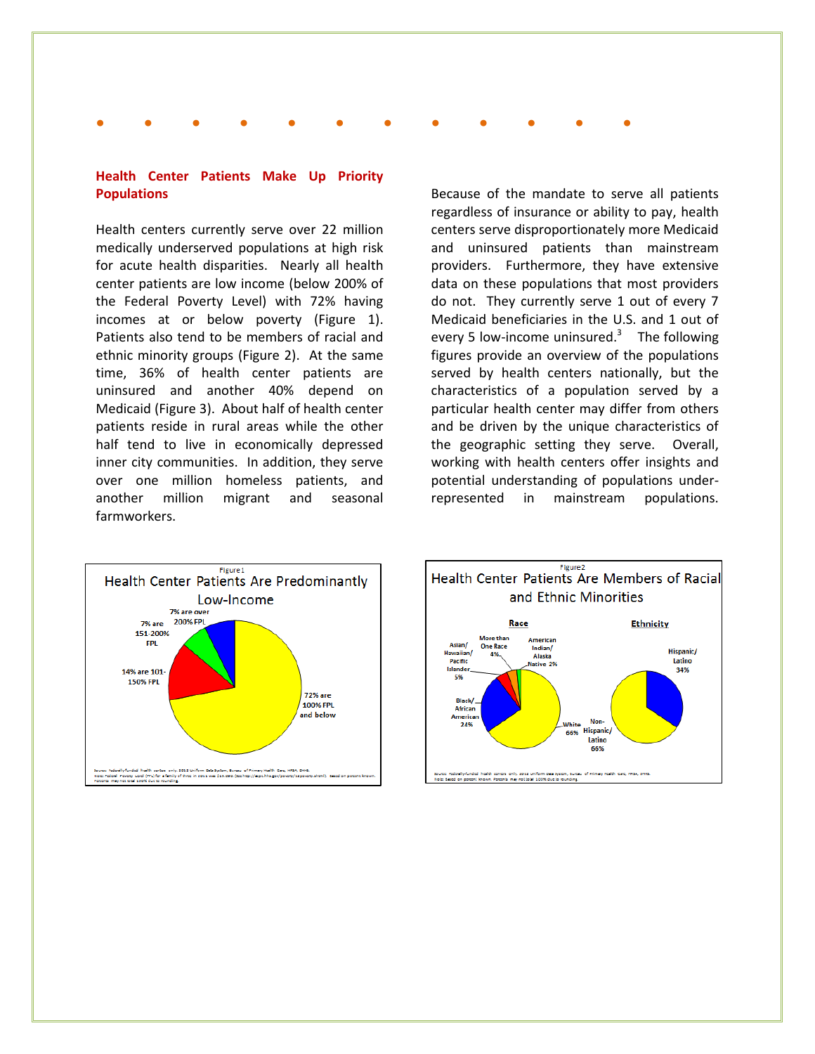## Health Center Patients Make Up Priority Populations

Health centers currently serve over 22 million medically underserved populations at high risk for acute health disparities. Nearly all health center patients are low income (below 200% of the Federal Poverty Level) with 72% having incomes at or below poverty (Figure 1). Patients also tend to be members of racial and ethnic minority groups (Figure 2). At the same time, 36% of health center patients are uninsured and another 40% depend on Medicaid (Figure 3). About half of health center patients reside in rural areas while the other half tend to live in economically depressed inner city communities. In addition, they serve over one million homeless patients, and another million migrant and seasonal farmworkers.

Because of the mandate to serve all patients regardless of insurance or ability to pay, health centers serve disproportionately more Medicaid and uninsured patients than mainstream providers. Furthermore, they have extensive data on these populations that most providers do not. They currently serve 1 out of every 7 Medicaid beneficiaries in the U.S. and 1 out of every 5 low-income uninsured.[3] The following figures provide an overview of the populations served by health centers nationally, but the characteristics of a population served by a particular health center may differ from others and be driven by the unique characteristics of the geographic setting they serve. Overall, working with health centers offer insights and potential understanding of populations under-represented in mainstream populations.

Figure 1

**Health Center Patients Are Predominantly Low-Income**

- 72% are 100% FPL and below
- 14% are 101-150% FPL
- 7% are 151-200% FPL
- 7% are over 200% FPL

Figure 2

**Health Center Patients Are Members of Racial and Ethnic Minorities**

Race:
- White 66%
- Black/African American 24%
- Asian/Hawaiian/Pacific Islander 5%
- More than One Race 4%
- American Indian/Alaska Native 2%

Ethnicity:
- Non-Hispanic/Latino 66%
- Hispanic/Latino 34%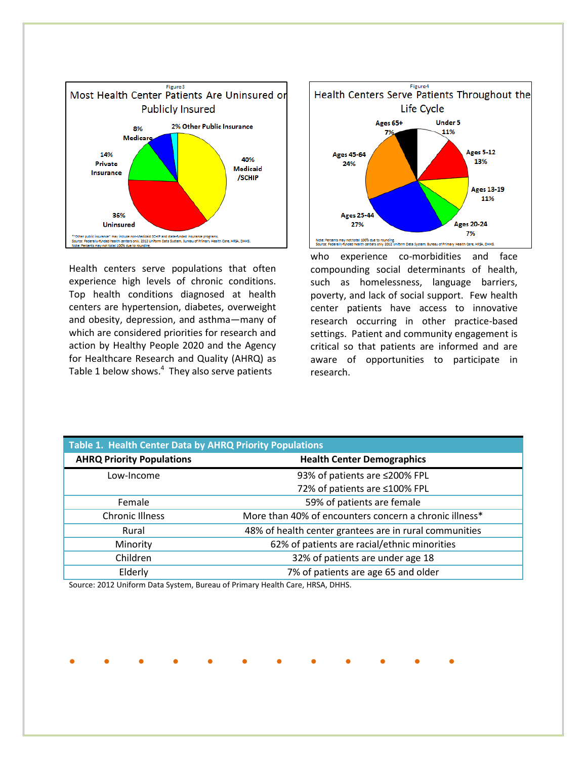Figure 3

**Most Health Center Patients Are Uninsured or Publicly Insured**

- 40% Medicaid/SCHIP
- 36% Uninsured
- 14% Private Insurance
- 8% Medicare
- 2% Other Public Insurance

*"Other public insurance" may include non-Medicaid SCHIP and state-funded insurance programs.
Source: Federally-funded health centers only. 2012 Uniform Data System, Bureau of Primary Health Care, HRSA, DHHS.
Note: Percents may not total 100% due to rounding.

Figure 4

**Health Centers Serve Patients Throughout the Life Cycle**

- Under 5: 11%
- Ages 5-12: 13%
- Ages 13-19: 11%
- Ages 20-24: 7%
- Ages 25-44: 27%
- Ages 45-64: 24%
- Ages 65+: 7%

Note: Percents may not total 100% due to rounding.
Source: Federally-funded health centers only. 2012 Uniform Data System, Bureau of Primary Health Care, HRSA, DHHS.

Health centers serve populations that often experience high levels of chronic conditions. Top health conditions diagnosed at health centers are hypertension, diabetes, overweight and obesity, depression, and asthma—many of which are considered priorities for research and action by Healthy People 2020 and the Agency for Healthcare Research and Quality (AHRQ) as Table 1 below shows.[4] They also serve patients who experience co-morbidities and face compounding social determinants of health, such as homelessness, language barriers, poverty, and lack of social support. Few health center patients have access to innovative research occurring in other practice-based settings. Patient and community engagement is critical so that patients are informed and are aware of opportunities to participate in research.

**Table 1. Health Center Data by AHRQ Priority Populations**

| AHRQ Priority Populations | Health Center Demographics |
|---|---|
| Low-Income | 93% of patients are ≤200% FPL<br>72% of patients are ≤100% FPL |
| Female | 59% of patients are female |
| Chronic Illness | More than 40% of encounters concern a chronic illness* |
| Rural | 48% of health center grantees are in rural communities |
| Minority | 62% of patients are racial/ethnic minorities |
| Children | 32% of patients are under age 18 |
| Elderly | 7% of patients are age 65 and older |

Source: 2012 Uniform Data System, Bureau of Primary Health Care, HRSA, DHHS.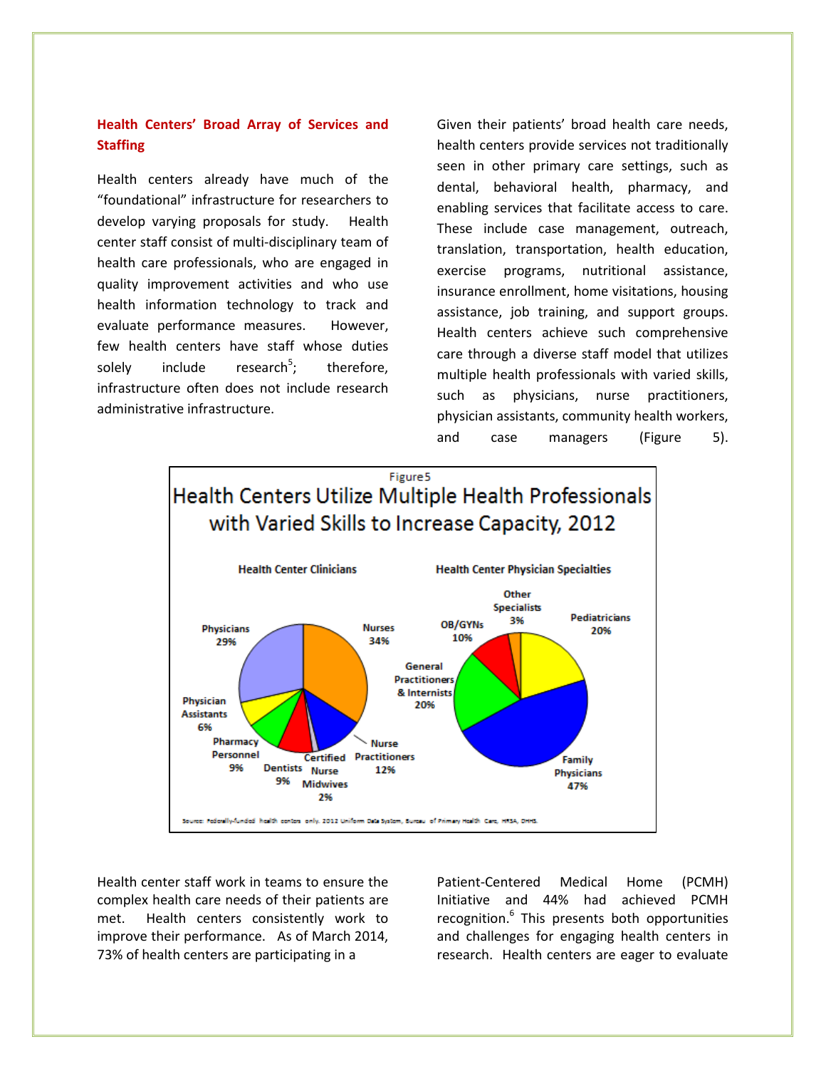## Health Centers' Broad Array of Services and Staffing

Health centers already have much of the "foundational" infrastructure for researchers to develop varying proposals for study. Health center staff consist of multi-disciplinary team of health care professionals, who are engaged in quality improvement activities and who use health information technology to track and evaluate performance measures. However, few health centers have staff whose duties solely include research[5]; therefore, infrastructure often does not include research administrative infrastructure.

Given their patients' broad health care needs, health centers provide services not traditionally seen in other primary care settings, such as dental, behavioral health, pharmacy, and enabling services that facilitate access to care. These include case management, outreach, translation, transportation, health education, exercise programs, nutritional assistance, insurance enrollment, home visitations, housing assistance, job training, and support groups. Health centers achieve such comprehensive care through a diverse staff model that utilizes multiple health professionals with varied skills, such as physicians, nurse practitioners, physician assistants, community health workers, and case managers (Figure 5).

Figure 5

**Health Centers Utilize Multiple Health Professionals with Varied Skills to Increase Capacity, 2012**

**Health Center Clinicians**

| Clinician | Share |
|---|---|
| Nurses | 34% |
| Physicians | 29% |
| Nurse Practitioners | 12% |
| Dentists | 9% |
| Pharmacy Personnel | 9% |
| Physician Assistants | 6% |
| Certified Nurse Midwives | 2% |

**Health Center Physician Specialties**

| Specialty | Share |
|---|---|
| Family Physicians | 47% |
| Pediatricians | 20% |
| General Practitioners & Internists | 20% |
| OB/GYNs | 10% |
| Other Specialists | 3% |

Source: Federally-funded health centers only. 2012 Uniform Data System, Bureau of Primary Health Care, HRSA, DHHS.

Health center staff work in teams to ensure the complex health care needs of their patients are met. Health centers consistently work to improve their performance. As of March 2014, 73% of health centers are participating in a Patient-Centered Medical Home (PCMH) Initiative and 44% had achieved PCMH recognition.[6] This presents both opportunities and challenges for engaging health centers in research. Health centers are eager to evaluate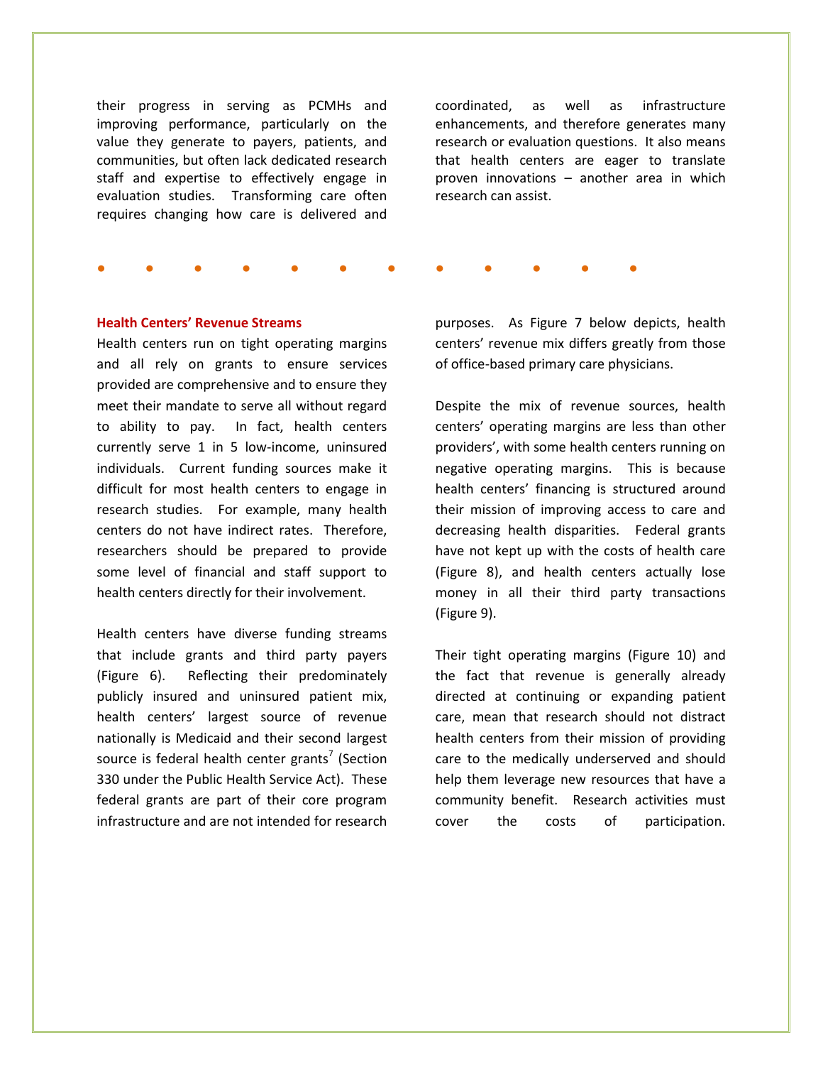their progress in serving as PCMHs and improving performance, particularly on the value they generate to payers, patients, and communities, but often lack dedicated research staff and expertise to effectively engage in evaluation studies. Transforming care often requires changing how care is delivered and coordinated, as well as infrastructure enhancements, and therefore generates many research or evaluation questions. It also means that health centers are eager to translate proven innovations – another area in which research can assist.

### Health Centers' Revenue Streams

Health centers run on tight operating margins and all rely on grants to ensure services provided are comprehensive and to ensure they meet their mandate to serve all without regard to ability to pay. In fact, health centers currently serve 1 in 5 low-income, uninsured individuals. Current funding sources make it difficult for most health centers to engage in research studies. For example, many health centers do not have indirect rates. Therefore, researchers should be prepared to provide some level of financial and staff support to health centers directly for their involvement.

Health centers have diverse funding streams that include grants and third party payers (Figure 6). Reflecting their predominately publicly insured and uninsured patient mix, health centers' largest source of revenue nationally is Medicaid and their second largest source is federal health center grants[7] (Section 330 under the Public Health Service Act). These federal grants are part of their core program infrastructure and are not intended for research purposes. As Figure 7 below depicts, health centers' revenue mix differs greatly from those of office-based primary care physicians.

Despite the mix of revenue sources, health centers' operating margins are less than other providers', with some health centers running on negative operating margins. This is because health centers' financing is structured around their mission of improving access to care and decreasing health disparities. Federal grants have not kept up with the costs of health care (Figure 8), and health centers actually lose money in all their third party transactions (Figure 9).

Their tight operating margins (Figure 10) and the fact that revenue is generally already directed at continuing or expanding patient care, mean that research should not distract health centers from their mission of providing care to the medically underserved and should help them leverage new resources that have a community benefit. Research activities must cover the costs of participation.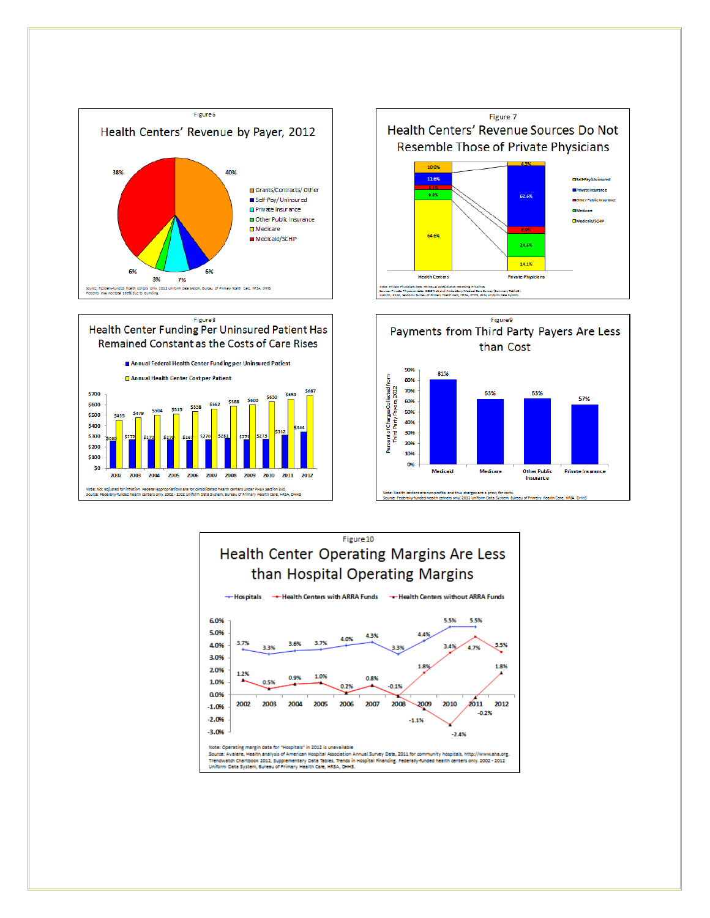Figure 6

## Health Centers' Revenue by Payer, 2012

| Payer | Share |
| --- | --- |
| Grants/Contracts/ Other | 40% |
| Self-Pay/ Uninsured | 6% |
| Private Insurance | 7% |
| Other Public Insurance | 3% |
| Medicare | 6% |
| Medicaid/SCHIP | 38% |

Source: Federally-funded health centers only. 2012 Uniform Data System, Bureau of Primary Health Care, HRSA, DHHS. Percents may not total 100% due to rounding.

Figure 7

## Health Centers' Revenue Sources Do Not Resemble Those of Private Physicians

| Payer | Health Centers | Private Physicians |
| --- | --- | --- |
| Self-Pay/Uninsured | 10.0% | 4.3% |
| Private Insurance | 11.6% | 62.6% |
| Other Public Insurance | 3.1% | 6.9% |
| Medicare | 9.3% | 24.6% |
| Medicaid/SCHIP | 64.6% | 14.1% |

Note: Private Physician does not equal 100% due to rounding in NAMCS.
Source: Private Physician data: 2010 National Ambulatory Medical Care Survey (Summary Table 8), NACHC, 2013. Based on Bureau of Primary Health Care, HRSA, DHHS, 2012 Uniform Data System.

Figure 8

## Health Center Funding Per Uninsured Patient Has Remained Constant as the Costs of Care Rises

| Year | Annual Federal Health Center Funding per Uninsured Patient | Annual Health Center Cost per Patient |
| --- | --- | --- |
| 2002 | $260 | $455 |
| 2003 | $272 | $479 |
| 2004 | $270 | $504 |
| 2005 | $270 | $515 |
| 2006 | $267 | $538 |
| 2007 | $270 | $562 |
| 2008 | $281 | $588 |
| 2009 | $271 | $600 |
| 2010 | $275 | $630 |
| 2011 | $312 | $654 |
| 2012 | $344 | $687 |

Note: Not adjusted for inflation. Federal appropriations are for consolidated health centers under PHSA Section 330.
Source: Federally-funded health centers only. 2002 - 2012 Uniform Data System, Bureau of Primary Health Care, HRSA, DHHS

Figure 9

## Payments from Third Party Payers Are Less than Cost

| Payer | Percent of Charges Collected from Third Party Payers, 2012 |
| --- | --- |
| Medicaid | 81% |
| Medicare | 63% |
| Other Public Insurance | 63% |
| Private Insurance | 57% |

Note: Health centers are non-profits, and thus charges are a proxy for costs.
Source: Federally-funded health centers only. 2012 Uniform Data System, Bureau of Primary Health Care, HRSA, DHHS

Figure 10

## Health Center Operating Margins Are Less than Hospital Operating Margins

| Year | Hospitals | Health Centers with ARRA Funds | Health Centers without ARRA Funds |
| --- | --- | --- | --- |
| 2002 | 3.7% | 1.2% | |
| 2003 | 3.3% | 0.5% | |
| 2004 | 3.6% | 0.9% | |
| 2005 | 3.7% | 1.0% | |
| 2006 | 4.0% | 0.2% | |
| 2007 | 4.3% | 0.8% | |
| 2008 | 3.3% | -0.1% | |
| 2009 | 4.4% | 1.8% | -1.1% |
| 2010 | 5.5% | 3.4% | -2.4% |
| 2011 | 5.5% | 4.7% | -0.2% |
| 2012 | | 3.5% | 1.8% |

Note: Operating margin data for "Hospitals" in 2012 is unavailable
Source: Avalere, Health analysis of American Hospital Association Annual Survey Data, 2011 for community hospitals, http://www.aha.org. Trendwatch Chartbook 2012, Supplementary Data Tables, Trends in Hospital Financing. Federally-funded health centers only. 2002 - 2012 Uniform Data System, Bureau of Primary Health Care, HRSA, DHHS.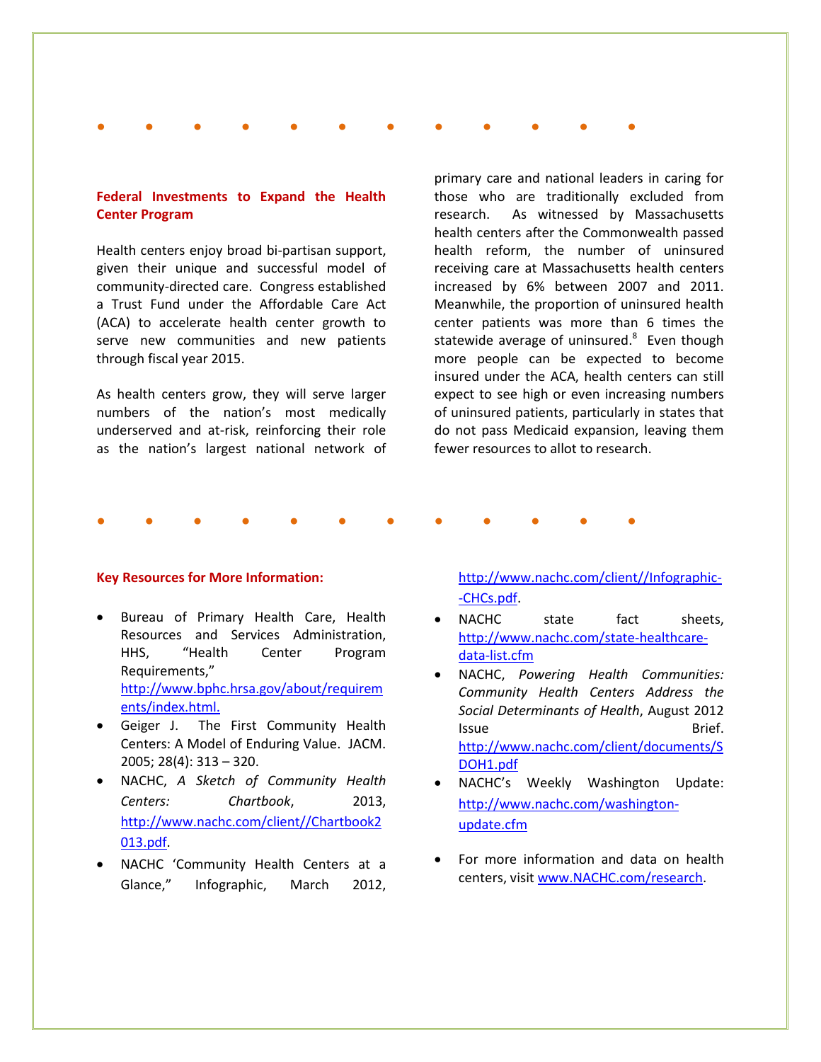## Federal Investments to Expand the Health Center Program

Health centers enjoy broad bi-partisan support, given their unique and successful model of community-directed care. Congress established a Trust Fund under the Affordable Care Act (ACA) to accelerate health center growth to serve new communities and new patients through fiscal year 2015.

As health centers grow, they will serve larger numbers of the nation's most medically underserved and at-risk, reinforcing their role as the nation's largest national network of primary care and national leaders in caring for those who are traditionally excluded from research. As witnessed by Massachusetts health centers after the Commonwealth passed health reform, the number of uninsured receiving care at Massachusetts health centers increased by 6% between 2007 and 2011. Meanwhile, the proportion of uninsured health center patients was more than 6 times the statewide average of uninsured.[8] Even though more people can be expected to become insured under the ACA, health centers can still expect to see high or even increasing numbers of uninsured patients, particularly in states that do not pass Medicaid expansion, leaving them fewer resources to allot to research.

## Key Resources for More Information:

- Bureau of Primary Health Care, Health Resources and Services Administration, HHS, "Health Center Program Requirements," http://www.bphc.hrsa.gov/about/requirements/index.html.
- Geiger J. The First Community Health Centers: A Model of Enduring Value. JACM. 2005; 28(4): 313 – 320.
- NACHC, *A Sketch of Community Health Centers: Chartbook*, 2013, http://www.nachc.com/client//Chartbook2013.pdf.
- NACHC 'Community Health Centers at a Glance," Infographic, March 2012, http://www.nachc.com/client//Infographic--CHCs.pdf.
- NACHC state fact sheets, http://www.nachc.com/state-healthcare-data-list.cfm
- NACHC, *Powering Health Communities: Community Health Centers Address the Social Determinants of Health*, August 2012 Issue Brief. http://www.nachc.com/client/documents/SDOH1.pdf
- NACHC's Weekly Washington Update: http://www.nachc.com/washington-update.cfm
- For more information and data on health centers, visit www.NACHC.com/research.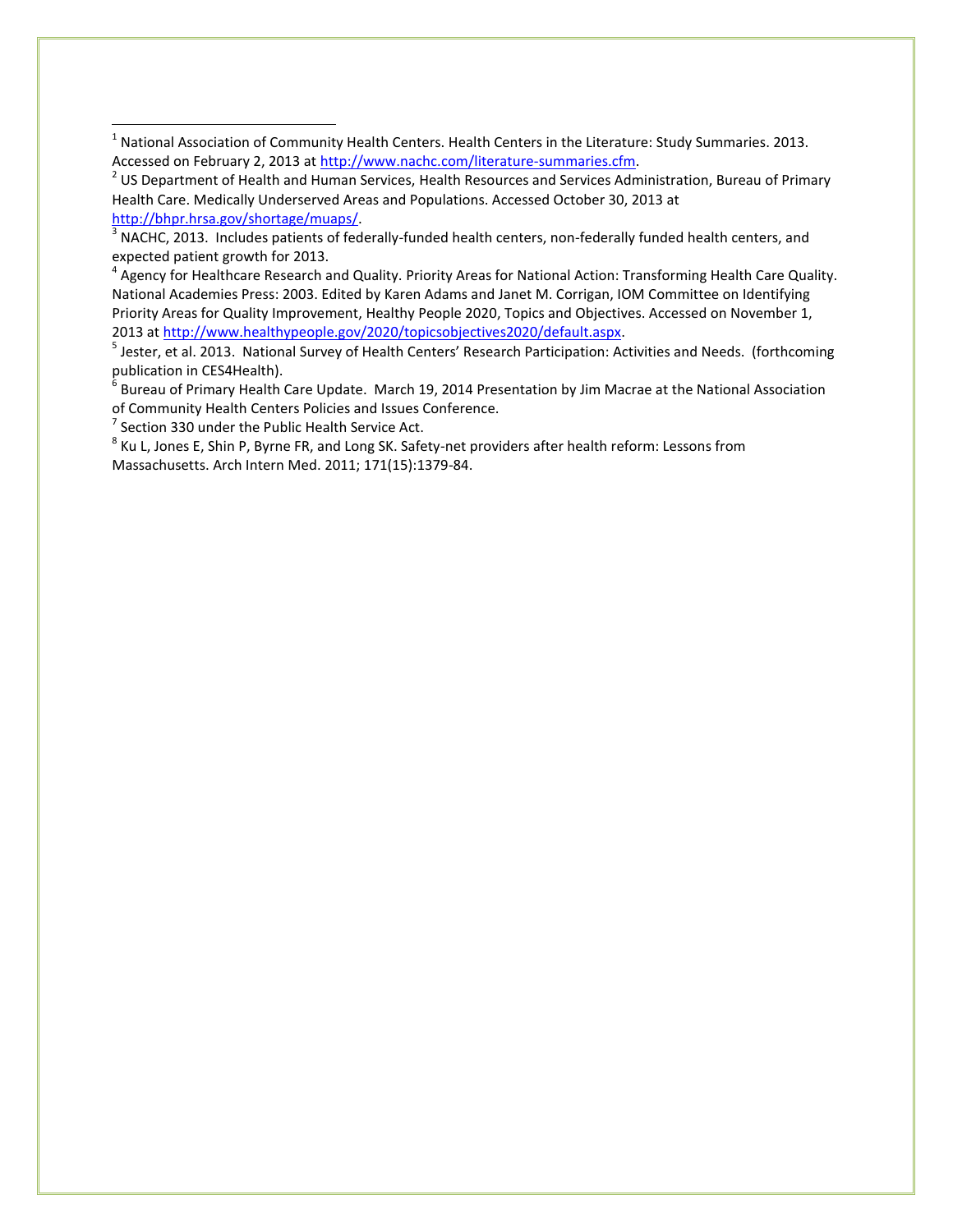[1] National Association of Community Health Centers. Health Centers in the Literature: Study Summaries. 2013. Accessed on February 2, 2013 at http://www.nachc.com/literature-summaries.cfm.

[2] US Department of Health and Human Services, Health Resources and Services Administration, Bureau of Primary Health Care. Medically Underserved Areas and Populations. Accessed October 30, 2013 at http://bhpr.hrsa.gov/shortage/muaps/.

[3] NACHC, 2013. Includes patients of federally-funded health centers, non-federally funded health centers, and expected patient growth for 2013.

[4] Agency for Healthcare Research and Quality. Priority Areas for National Action: Transforming Health Care Quality. National Academies Press: 2003. Edited by Karen Adams and Janet M. Corrigan, IOM Committee on Identifying Priority Areas for Quality Improvement, Healthy People 2020, Topics and Objectives. Accessed on November 1, 2013 at http://www.healthypeople.gov/2020/topicsobjectives2020/default.aspx.

[5] Jester, et al. 2013. National Survey of Health Centers' Research Participation: Activities and Needs. (forthcoming publication in CES4Health).

[6] Bureau of Primary Health Care Update. March 19, 2014 Presentation by Jim Macrae at the National Association of Community Health Centers Policies and Issues Conference.

[7] Section 330 under the Public Health Service Act.

[8] Ku L, Jones E, Shin P, Byrne FR, and Long SK. Safety-net providers after health reform: Lessons from Massachusetts. Arch Intern Med. 2011; 171(15):1379-84.